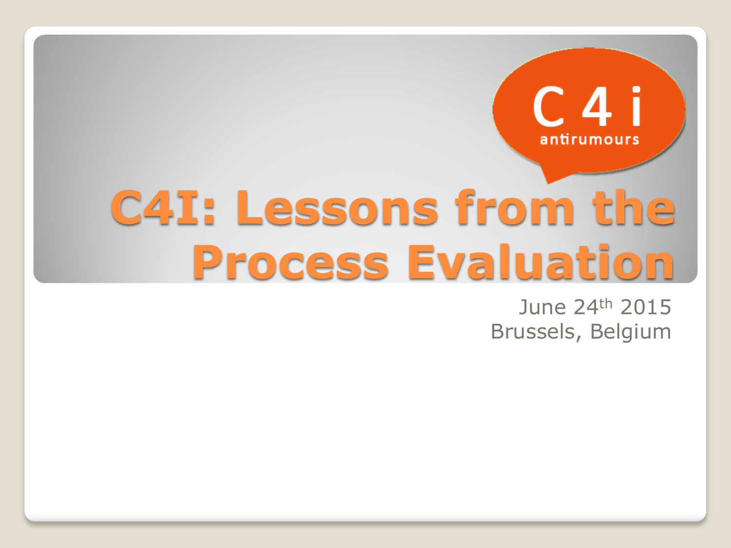C 4 i

antirumours

# C4I: Lessons from the Process Evaluation

June 24th 2015
Brussels, Belgium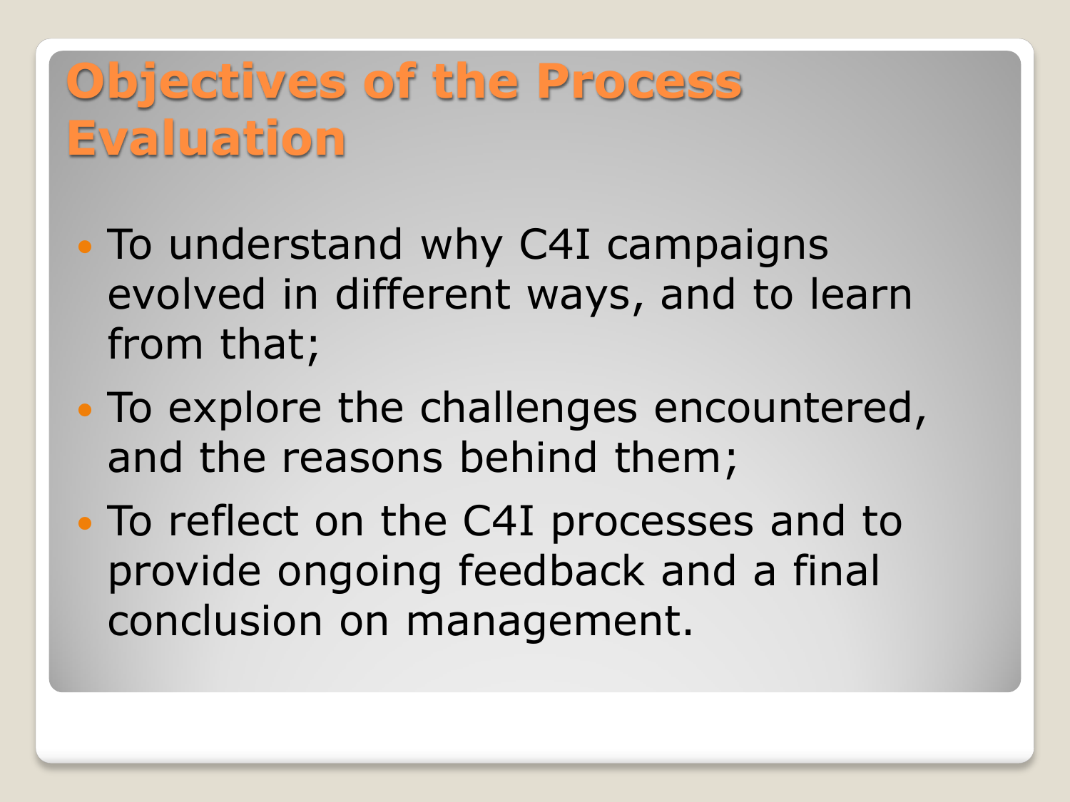# Objectives of the Process Evaluation

- To understand why C4I campaigns evolved in different ways, and to learn from that;
- To explore the challenges encountered, and the reasons behind them;
- To reflect on the C4I processes and to provide ongoing feedback and a final conclusion on management.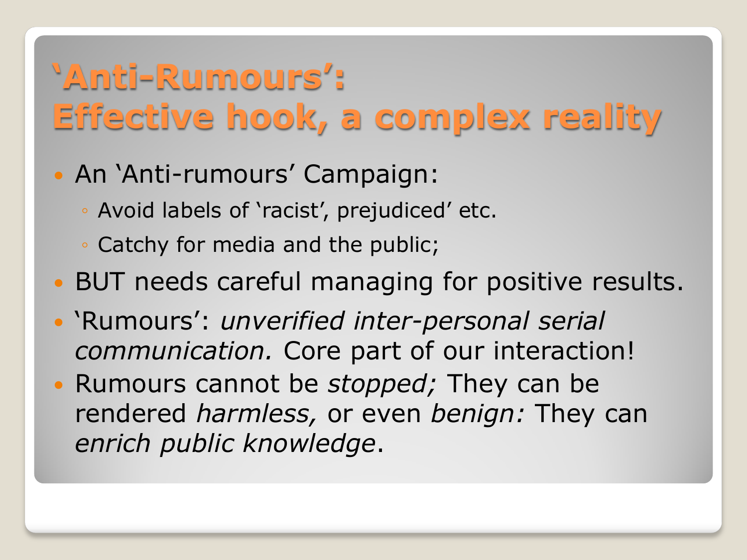# 'Anti-Rumours': Effective hook, a complex reality

- An 'Anti-rumours' Campaign:
  - Avoid labels of 'racist', prejudiced' etc.
  - Catchy for media and the public;
- BUT needs careful managing for positive results.
- 'Rumours': *unverified inter-personal serial communication.* Core part of our interaction!
- Rumours cannot be *stopped;* They can be rendered *harmless,* or even *benign:* They can *enrich public knowledge*.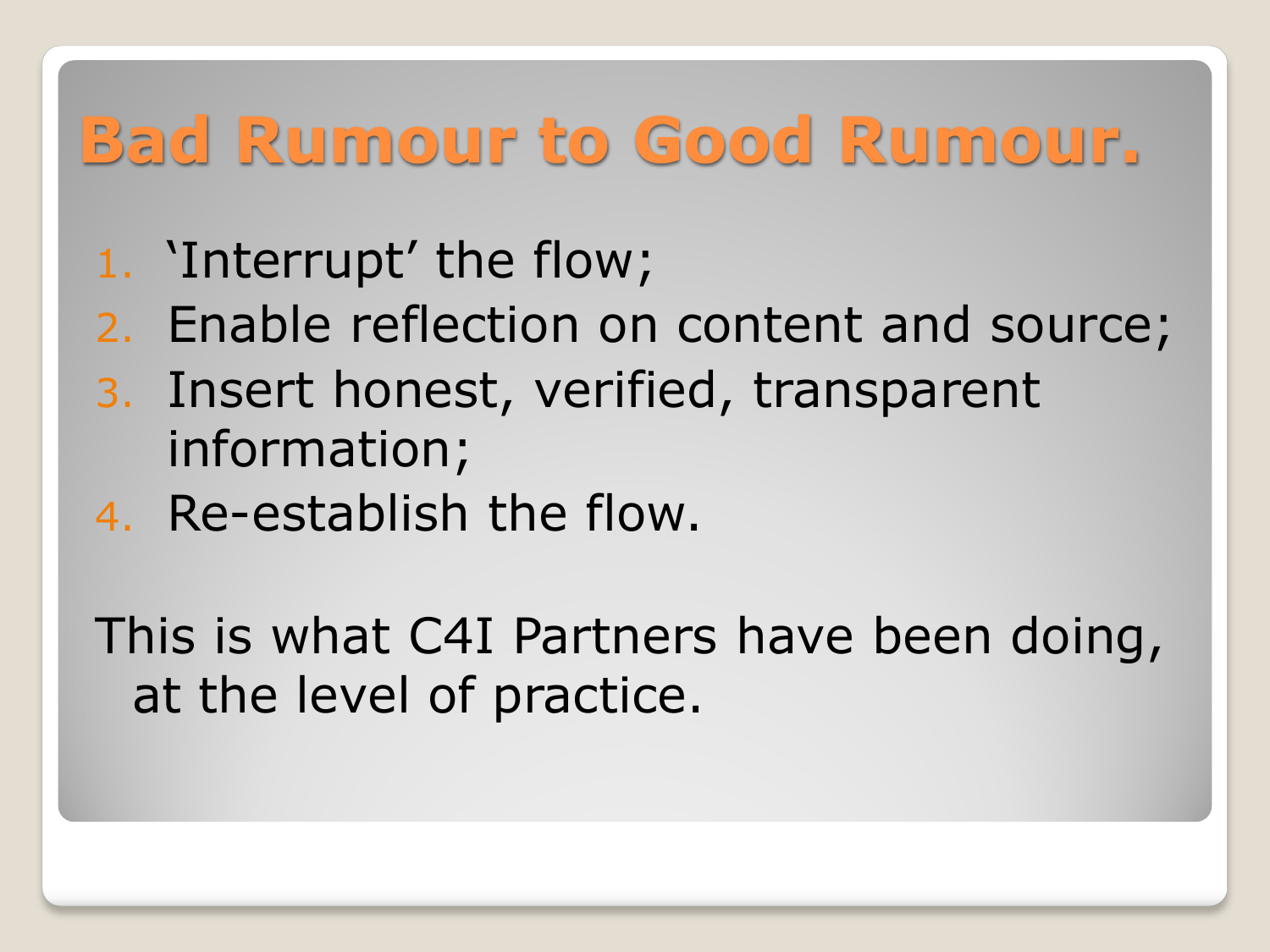# Bad Rumour to Good Rumour.

1. 'Interrupt' the flow;
2. Enable reflection on content and source;
3. Insert honest, verified, transparent information;
4. Re-establish the flow.

This is what C4I Partners have been doing, at the level of practice.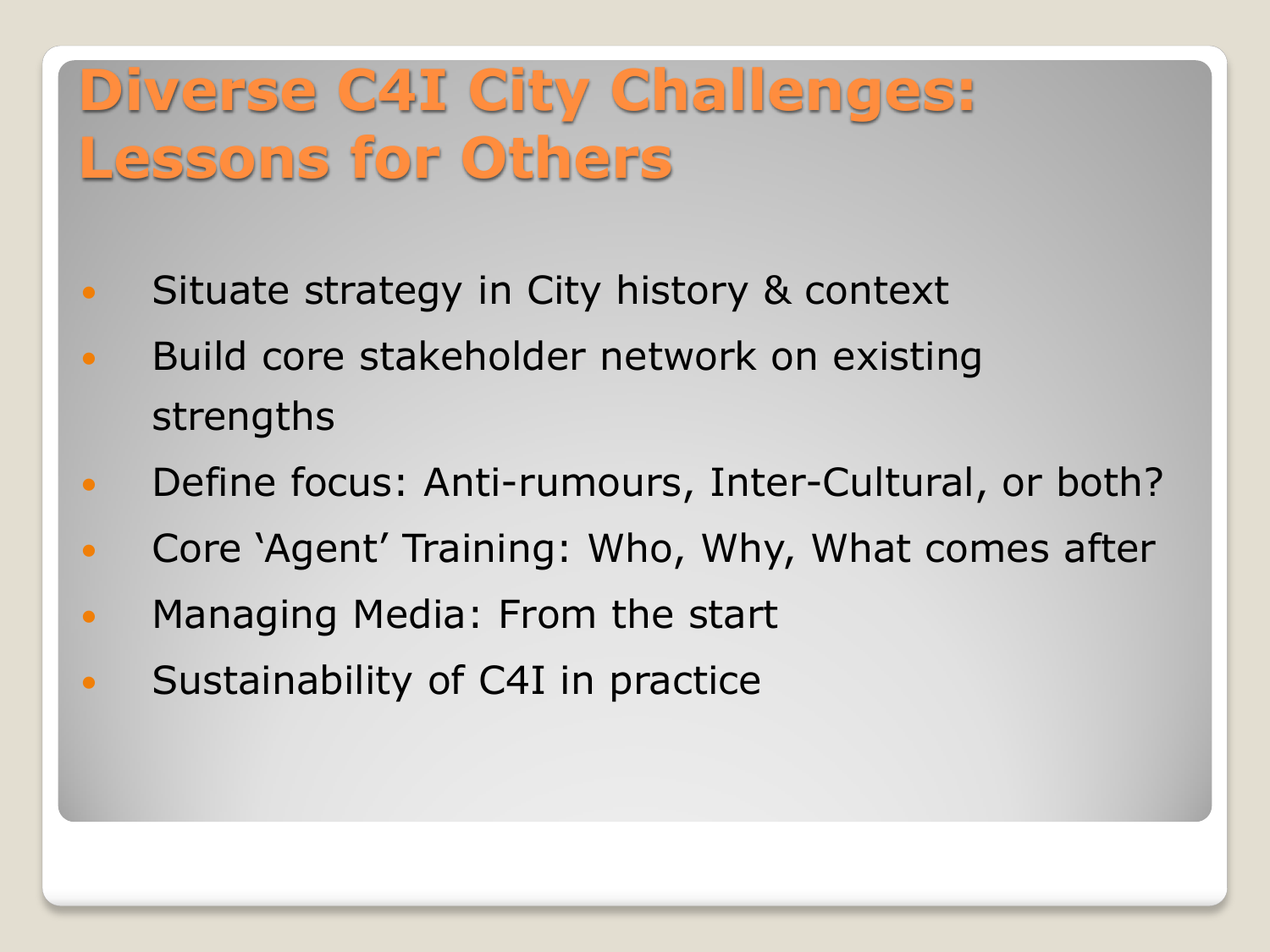# Diverse C4I City Challenges: Lessons for Others

- Situate strategy in City history & context
- Build core stakeholder network on existing strengths
- Define focus: Anti-rumours, Inter-Cultural, or both?
- Core 'Agent' Training: Who, Why, What comes after
- Managing Media: From the start
- Sustainability of C4I in practice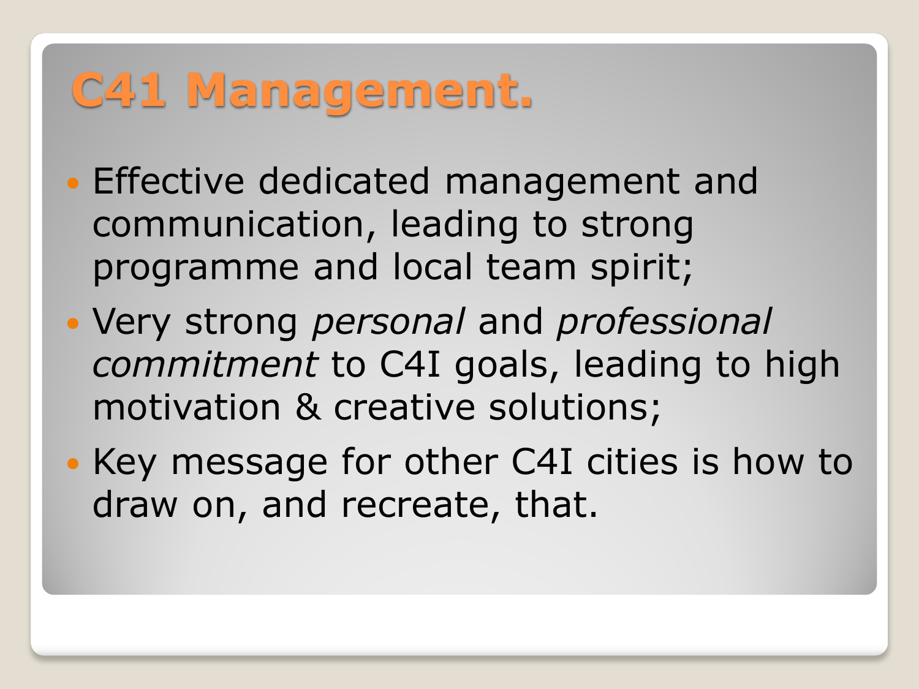# C41 Management.

- Effective dedicated management and communication, leading to strong programme and local team spirit;
- Very strong *personal* and *professional commitment* to C4I goals, leading to high motivation & creative solutions;
- Key message for other C4I cities is how to draw on, and recreate, that.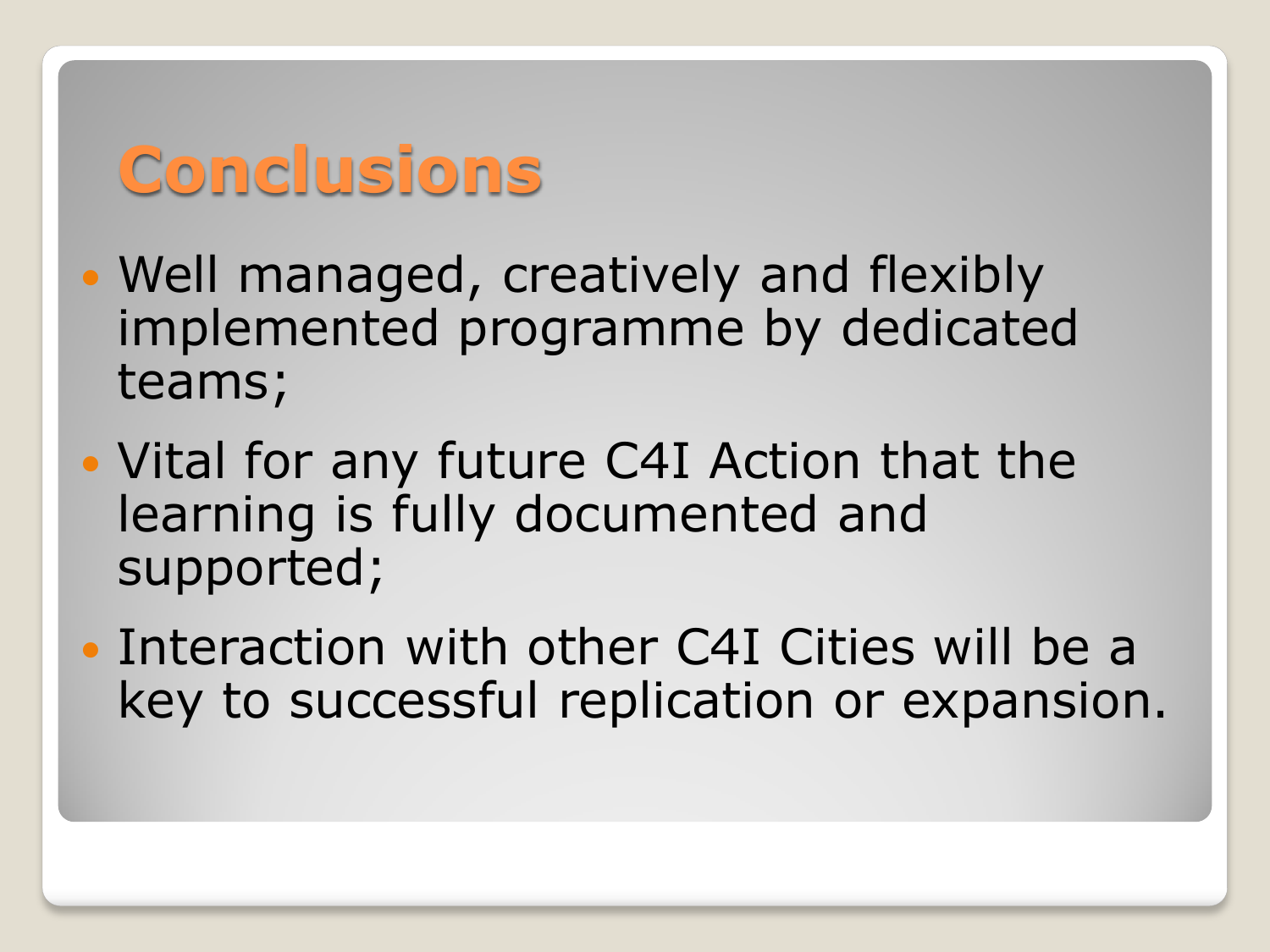# Conclusions

- Well managed, creatively and flexibly implemented programme by dedicated teams;
- Vital for any future C4I Action that the learning is fully documented and supported;
- Interaction with other C4I Cities will be a key to successful replication or expansion.